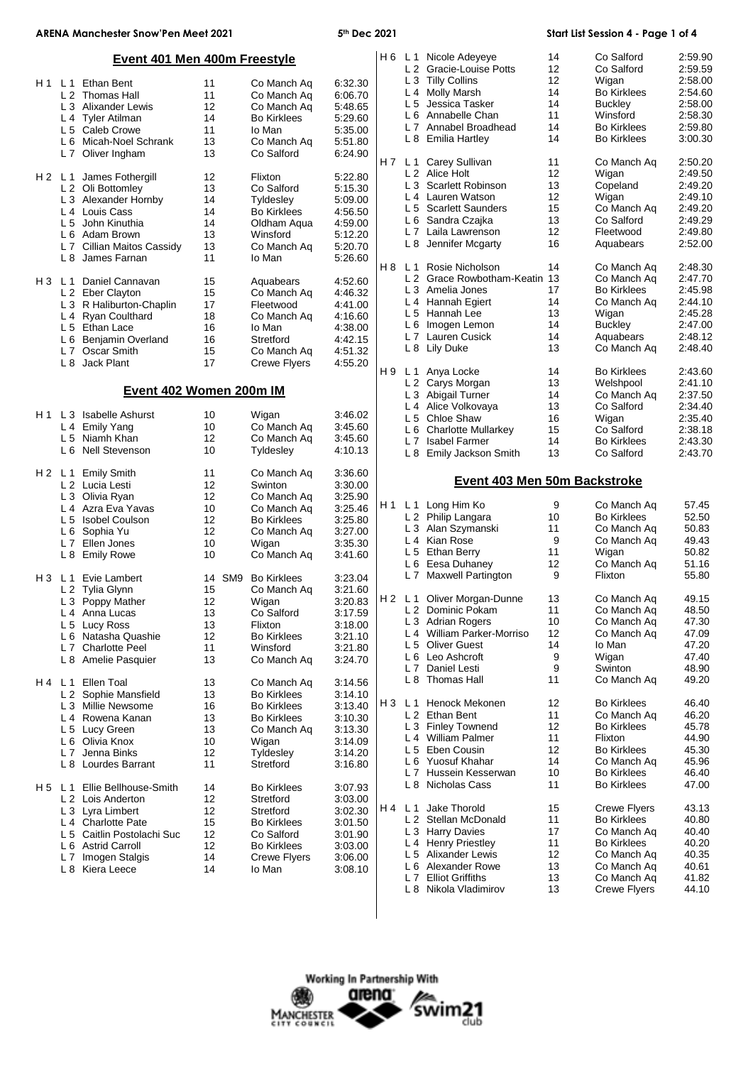## Event 401 Men 400m Freestyle

| Heat | Lane | Name | Age | | Club | Time |
|---|---|---|---|---|---|---|
| H 1 | L 1 | Ethan Bent | 11 | | Co Manch Aq | 6:32.30 |
| | L 2 | Thomas Hall | 11 | | Co Manch Aq | 6:06.70 |
| | L 3 | Alixander Lewis | 12 | | Co Manch Aq | 5:48.65 |
| | L 4 | Tyler Atilman | 14 | | Bo Kirklees | 5:29.60 |
| | L 5 | Caleb Crowe | 11 | | Io Man | 5:35.00 |
| | L 6 | Micah-Noel Schrank | 13 | | Co Manch Aq | 5:51.80 |
| | L 7 | Oliver Ingham | 13 | | Co Salford | 6:24.90 |
| H 2 | L 1 | James Fothergill | 12 | | Flixton | 5:22.80 |
| | L 2 | Oli Bottomley | 13 | | Co Salford | 5:15.30 |
| | L 3 | Alexander Hornby | 14 | | Tyldesley | 5:09.00 |
| | L 4 | Louis Cass | 14 | | Bo Kirklees | 4:56.50 |
| | L 5 | John Kinuthia | 14 | | Oldham Aqua | 4:59.00 |
| | L 6 | Adam Brown | 13 | | Winsford | 5:12.20 |
| | L 7 | Cillian Maitos Cassidy | 13 | | Co Manch Aq | 5:20.70 |
| | L 8 | James Farnan | 11 | | Io Man | 5:26.60 |
| H 3 | L 1 | Daniel Cannavan | 15 | | Aquabears | 4:52.60 |
| | L 2 | Eber Clayton | 15 | | Co Manch Aq | 4:46.32 |
| | L 3 | R Haliburton-Chaplin | 17 | | Fleetwood | 4:41.00 |
| | L 4 | Ryan Coulthard | 18 | | Co Manch Aq | 4:16.60 |
| | L 5 | Ethan Lace | 16 | | Io Man | 4:38.00 |
| | L 6 | Benjamin Overland | 16 | | Stretford | 4:42.15 |
| | L 7 | Oscar Smith | 15 | | Co Manch Aq | 4:51.32 |
| | L 8 | Jack Plant | 17 | | Crewe Flyers | 4:55.20 |

## Event 402 Women 200m IM

| Heat | Lane | Name | Age | | Club | Time |
|---|---|---|---|---|---|---|
| H 1 | L 3 | Isabelle Ashurst | 10 | | Wigan | 3:46.02 |
| | L 4 | Emily Yang | 10 | | Co Manch Aq | 3:45.60 |
| | L 5 | Niamh Khan | 12 | | Co Manch Aq | 3:45.60 |
| | L 6 | Nell Stevenson | 10 | | Tyldesley | 4:10.13 |
| H 2 | L 1 | Emily Smith | 11 | | Co Manch Aq | 3:36.60 |
| | L 2 | Lucia Lesti | 12 | | Swinton | 3:30.00 |
| | L 3 | Olivia Ryan | 12 | | Co Manch Aq | 3:25.90 |
| | L 4 | Azra Eva Yavas | 10 | | Co Manch Aq | 3:25.46 |
| | L 5 | Isobel Coulson | 12 | | Bo Kirklees | 3:25.80 |
| | L 6 | Sophia Yu | 12 | | Co Manch Aq | 3:27.00 |
| | L 7 | Ellen Jones | 10 | | Wigan | 3:35.30 |
| | L 8 | Emily Rowe | 10 | | Co Manch Aq | 3:41.60 |
| H 3 | L 1 | Evie Lambert | 14 | SM9 | Bo Kirklees | 3:23.04 |
| | L 2 | Tylia Glynn | 15 | | Co Manch Aq | 3:21.60 |
| | L 3 | Poppy Mather | 12 | | Wigan | 3:20.83 |
| | L 4 | Anna Lucas | 13 | | Co Salford | 3:17.59 |
| | L 5 | Lucy Ross | 13 | | Flixton | 3:18.00 |
| | L 6 | Natasha Quashie | 12 | | Bo Kirklees | 3:21.10 |
| | L 7 | Charlotte Peel | 11 | | Winsford | 3:21.80 |
| | L 8 | Amelie Pasquier | 13 | | Co Manch Aq | 3:24.70 |
| H 4 | L 1 | Ellen Toal | 13 | | Co Manch Aq | 3:14.56 |
| | L 2 | Sophie Mansfield | 13 | | Bo Kirklees | 3:14.10 |
| | L 3 | Millie Newsome | 16 | | Bo Kirklees | 3:13.40 |
| | L 4 | Rowena Kanan | 13 | | Bo Kirklees | 3:10.30 |
| | L 5 | Lucy Green | 13 | | Co Manch Aq | 3:13.30 |
| | L 6 | Olivia Knox | 10 | | Wigan | 3:14.09 |
| | L 7 | Jenna Binks | 12 | | Tyldesley | 3:14.20 |
| | L 8 | Lourdes Barrant | 11 | | Stretford | 3:16.80 |
| H 5 | L 1 | Ellie Bellhouse-Smith | 14 | | Bo Kirklees | 3:07.93 |
| | L 2 | Lois Anderton | 12 | | Stretford | 3:03.00 |
| | L 3 | Lyra Limbert | 12 | | Stretford | 3:02.30 |
| | L 4 | Charlotte Pate | 15 | | Bo Kirklees | 3:01.50 |
| | L 5 | Caitlin Postolachi Suc | 12 | | Co Salford | 3:01.90 |
| | L 6 | Astrid Carroll | 12 | | Bo Kirklees | 3:03.00 |
| | L 7 | Imogen Stalgis | 14 | | Crewe Flyers | 3:06.00 |
| | L 8 | Kiera Leece | 14 | | Io Man | 3:08.10 |
| H 6 | L 1 | Nicole Adeyeye | 14 | | Co Salford | 2:59.90 |
| | L 2 | Gracie-Louise Potts | 12 | | Co Salford | 2:59.59 |
| | L 3 | Tilly Collins | 12 | | Wigan | 2:58.00 |
| | L 4 | Molly Marsh | 14 | | Bo Kirklees | 2:54.60 |
| | L 5 | Jessica Tasker | 14 | | Buckley | 2:58.00 |
| | L 6 | Annabelle Chan | 11 | | Winsford | 2:58.30 |
| | L 7 | Annabel Broadhead | 14 | | Bo Kirklees | 2:59.80 |
| | L 8 | Emilia Hartley | 14 | | Bo Kirklees | 3:00.30 |
| H 7 | L 1 | Carey Sullivan | 11 | | Co Manch Aq | 2:50.20 |
| | L 2 | Alice Holt | 12 | | Wigan | 2:49.50 |
| | L 3 | Scarlett Robinson | 13 | | Copeland | 2:49.20 |
| | L 4 | Lauren Watson | 12 | | Wigan | 2:49.10 |
| | L 5 | Scarlett Saunders | 15 | | Co Manch Aq | 2:49.20 |
| | L 6 | Sandra Czajka | 13 | | Co Salford | 2:49.29 |
| | L 7 | Laila Lawrenson | 12 | | Fleetwood | 2:49.80 |
| | L 8 | Jennifer Mcgarty | 16 | | Aquabears | 2:52.00 |
| H 8 | L 1 | Rosie Nicholson | 14 | | Co Manch Aq | 2:48.30 |
| | L 2 | Grace Rowbotham-Keatin | 13 | | Co Manch Aq | 2:47.70 |
| | L 3 | Amelia Jones | 17 | | Bo Kirklees | 2:45.98 |
| | L 4 | Hannah Egiert | 14 | | Co Manch Aq | 2:44.10 |
| | L 5 | Hannah Lee | 13 | | Wigan | 2:45.28 |
| | L 6 | Imogen Lemon | 14 | | Buckley | 2:47.00 |
| | L 7 | Lauren Cusick | 14 | | Aquabears | 2:48.12 |
| | L 8 | Lily Duke | 13 | | Co Manch Aq | 2:48.40 |
| H 9 | L 1 | Anya Locke | 14 | | Bo Kirklees | 2:43.60 |
| | L 2 | Carys Morgan | 13 | | Welshpool | 2:41.10 |
| | L 3 | Abigail Turner | 14 | | Co Manch Aq | 2:37.50 |
| | L 4 | Alice Volkovaya | 13 | | Co Salford | 2:34.40 |
| | L 5 | Chloe Shaw | 16 | | Wigan | 2:35.40 |
| | L 6 | Charlotte Mullarkey | 15 | | Co Salford | 2:38.18 |
| | L 7 | Isabel Farmer | 14 | | Bo Kirklees | 2:43.30 |
| | L 8 | Emily Jackson Smith | 13 | | Co Salford | 2:43.70 |

## Event 403 Men 50m Backstroke

| Heat | Lane | Name | Age | | Club | Time |
|---|---|---|---|---|---|---|
| H 1 | L 1 | Long Him Ko | 9 | | Co Manch Aq | 57.45 |
| | L 2 | Philip Langara | 10 | | Bo Kirklees | 52.50 |
| | L 3 | Alan Szymanski | 11 | | Co Manch Aq | 50.83 |
| | L 4 | Kian Rose | 9 | | Co Manch Aq | 49.43 |
| | L 5 | Ethan Berry | 11 | | Wigan | 50.82 |
| | L 6 | Eesa Duhaney | 12 | | Co Manch Aq | 51.16 |
| | L 7 | Maxwell Partington | 9 | | Flixton | 55.80 |
| H 2 | L 1 | Oliver Morgan-Dunne | 13 | | Co Manch Aq | 49.15 |
| | L 2 | Dominic Pokam | 11 | | Co Manch Aq | 48.50 |
| | L 3 | Adrian Rogers | 10 | | Co Manch Aq | 47.30 |
| | L 4 | William Parker-Morriso | 12 | | Co Manch Aq | 47.09 |
| | L 5 | Oliver Guest | 14 | | Io Man | 47.20 |
| | L 6 | Leo Ashcroft | 9 | | Wigan | 47.40 |
| | L 7 | Daniel Lesti | 9 | | Swinton | 48.90 |
| | L 8 | Thomas Hall | 11 | | Co Manch Aq | 49.20 |
| H 3 | L 1 | Henock Mekonen | 12 | | Bo Kirklees | 46.40 |
| | L 2 | Ethan Bent | 11 | | Co Manch Aq | 46.20 |
| | L 3 | Finley Townend | 12 | | Bo Kirklees | 45.78 |
| | L 4 | William Palmer | 11 | | Flixton | 44.90 |
| | L 5 | Eben Cousin | 12 | | Bo Kirklees | 45.30 |
| | L 6 | Yuosuf Khahar | 14 | | Co Manch Aq | 45.96 |
| | L 7 | Hussein Kesserwan | 10 | | Bo Kirklees | 46.40 |
| | L 8 | Nicholas Cass | 11 | | Bo Kirklees | 47.00 |
| H 4 | L 1 | Jake Thorold | 15 | | Crewe Flyers | 43.13 |
| | L 2 | Stellan McDonald | 11 | | Bo Kirklees | 40.80 |
| | L 3 | Harry Davies | 17 | | Co Manch Aq | 40.40 |
| | L 4 | Henry Priestley | 11 | | Bo Kirklees | 40.20 |
| | L 5 | Alixander Lewis | 12 | | Co Manch Aq | 40.35 |
| | L 6 | Alexander Rowe | 13 | | Co Manch Aq | 40.61 |
| | L 7 | Elliot Griffiths | 13 | | Co Manch Aq | 41.82 |
| | L 8 | Nikola Vladimirov | 13 | | Crewe Flyers | 44.10 |

Working In Partnership With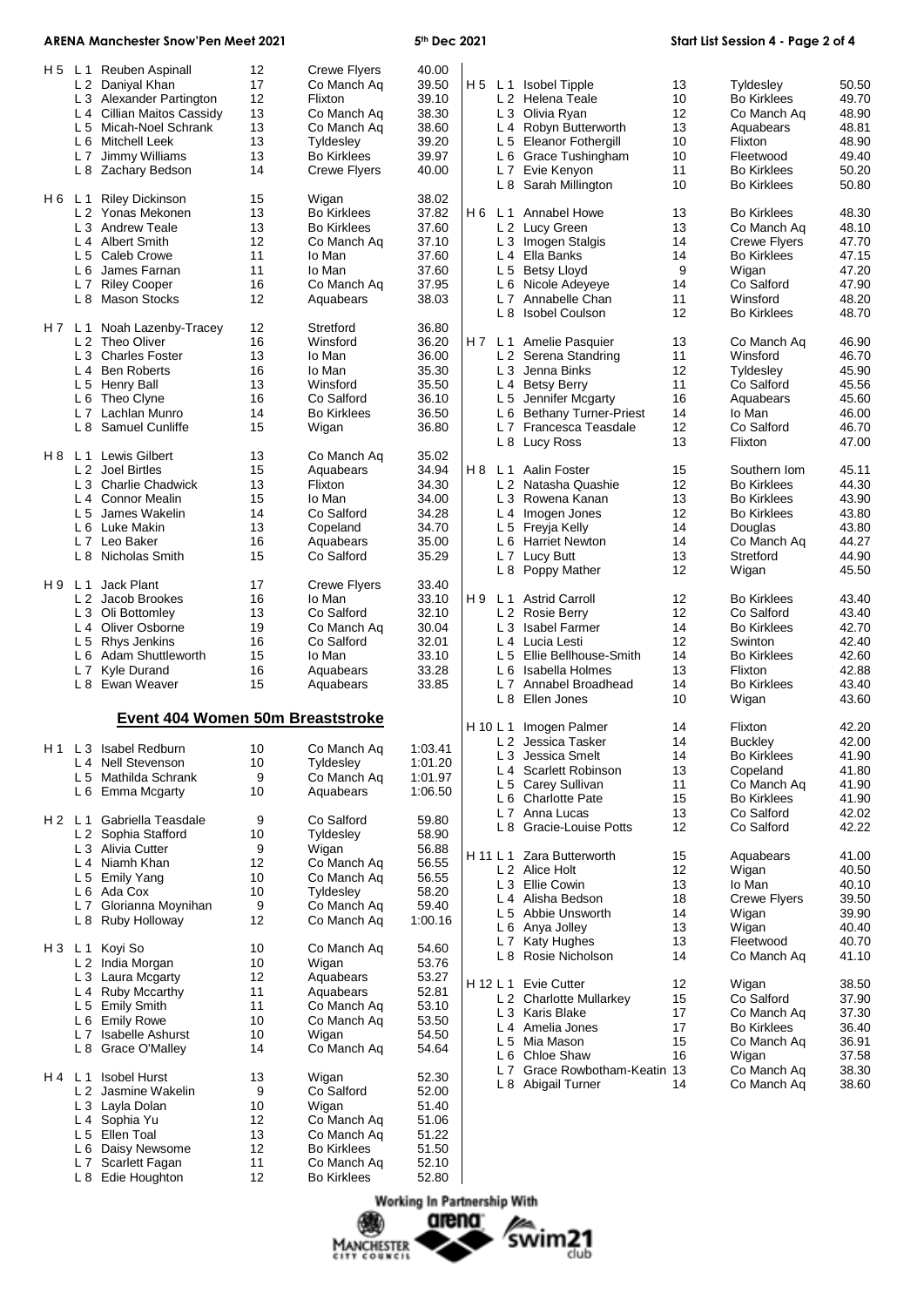| Heat | Lane | Name | Age | Club | Time |
|---|---|---|---|---|---|
| H 5 | L 1 | Reuben Aspinall | 12 | Crewe Flyers | 40.00 |
| | L 2 | Daniyal Khan | 17 | Co Manch Aq | 39.50 |
| | L 3 | Alexander Partington | 12 | Flixton | 39.10 |
| | L 4 | Cillian Maitos Cassidy | 13 | Co Manch Aq | 38.30 |
| | L 5 | Micah-Noel Schrank | 13 | Co Manch Aq | 38.60 |
| | L 6 | Mitchell Leek | 13 | Tyldesley | 39.20 |
| | L 7 | Jimmy Williams | 13 | Bo Kirklees | 39.97 |
| | L 8 | Zachary Bedson | 14 | Crewe Flyers | 40.00 |
| H 6 | L 1 | Riley Dickinson | 15 | Wigan | 38.02 |
| | L 2 | Yonas Mekonen | 13 | Bo Kirklees | 37.82 |
| | L 3 | Andrew Teale | 13 | Bo Kirklees | 37.60 |
| | L 4 | Albert Smith | 12 | Co Manch Aq | 37.10 |
| | L 5 | Caleb Crowe | 11 | Io Man | 37.60 |
| | L 6 | James Farnan | 11 | Io Man | 37.60 |
| | L 7 | Riley Cooper | 16 | Co Manch Aq | 37.95 |
| | L 8 | Mason Stocks | 12 | Aquabears | 38.03 |
| H 7 | L 1 | Noah Lazenby-Tracey | 12 | Stretford | 36.80 |
| | L 2 | Theo Oliver | 16 | Winsford | 36.20 |
| | L 3 | Charles Foster | 13 | Io Man | 36.00 |
| | L 4 | Ben Roberts | 16 | Io Man | 35.30 |
| | L 5 | Henry Ball | 13 | Winsford | 35.50 |
| | L 6 | Theo Clyne | 16 | Co Salford | 36.10 |
| | L 7 | Lachlan Munro | 14 | Bo Kirklees | 36.50 |
| | L 8 | Samuel Cunliffe | 15 | Wigan | 36.80 |
| H 8 | L 1 | Lewis Gilbert | 13 | Co Manch Aq | 35.02 |
| | L 2 | Joel Birtles | 15 | Aquabears | 34.94 |
| | L 3 | Charlie Chadwick | 13 | Flixton | 34.30 |
| | L 4 | Connor Mealin | 15 | Io Man | 34.00 |
| | L 5 | James Wakelin | 14 | Co Salford | 34.28 |
| | L 6 | Luke Makin | 13 | Copeland | 34.70 |
| | L 7 | Leo Baker | 16 | Aquabears | 35.00 |
| | L 8 | Nicholas Smith | 15 | Co Salford | 35.29 |
| H 9 | L 1 | Jack Plant | 17 | Crewe Flyers | 33.40 |
| | L 2 | Jacob Brookes | 16 | Io Man | 33.10 |
| | L 3 | Oli Bottomley | 13 | Co Salford | 32.10 |
| | L 4 | Oliver Osborne | 19 | Co Manch Aq | 30.04 |
| | L 5 | Rhys Jenkins | 16 | Co Salford | 32.01 |
| | L 6 | Adam Shuttleworth | 15 | Io Man | 33.10 |
| | L 7 | Kyle Durand | 16 | Aquabears | 33.28 |
| | L 8 | Ewan Weaver | 15 | Aquabears | 33.85 |

## Event 404 Women 50m Breaststroke

| Heat | Lane | Name | Age | Club | Time |
|---|---|---|---|---|---|
| H 1 | L 3 | Isabel Redburn | 10 | Co Manch Aq | 1:03.41 |
| | L 4 | Nell Stevenson | 10 | Tyldesley | 1:01.20 |
| | L 5 | Mathilda Schrank | 9 | Co Manch Aq | 1:01.97 |
| | L 6 | Emma Mcgarty | 10 | Aquabears | 1:06.50 |
| H 2 | L 1 | Gabriella Teasdale | 9 | Co Salford | 59.80 |
| | L 2 | Sophia Stafford | 10 | Tyldesley | 58.90 |
| | L 3 | Alivia Cutter | 9 | Wigan | 56.88 |
| | L 4 | Niamh Khan | 12 | Co Manch Aq | 56.55 |
| | L 5 | Emily Yang | 10 | Co Manch Aq | 56.55 |
| | L 6 | Ada Cox | 10 | Tyldesley | 58.20 |
| | L 7 | Glorianna Moynihan | 9 | Co Manch Aq | 59.40 |
| | L 8 | Ruby Holloway | 12 | Co Manch Aq | 1:00.16 |
| H 3 | L 1 | Koyi So | 10 | Co Manch Aq | 54.60 |
| | L 2 | India Morgan | 10 | Wigan | 53.76 |
| | L 3 | Laura Mcgarty | 12 | Aquabears | 53.27 |
| | L 4 | Ruby Mccarthy | 11 | Aquabears | 52.81 |
| | L 5 | Emily Smith | 11 | Co Manch Aq | 53.10 |
| | L 6 | Emily Rowe | 10 | Co Manch Aq | 53.50 |
| | L 7 | Isabelle Ashurst | 10 | Wigan | 54.50 |
| | L 8 | Grace O'Malley | 14 | Co Manch Aq | 54.64 |
| H 4 | L 1 | Isobel Hurst | 13 | Wigan | 52.30 |
| | L 2 | Jasmine Wakelin | 9 | Co Salford | 52.00 |
| | L 3 | Layla Dolan | 10 | Wigan | 51.40 |
| | L 4 | Sophia Yu | 12 | Co Manch Aq | 51.06 |
| | L 5 | Ellen Toal | 13 | Co Manch Aq | 51.22 |
| | L 6 | Daisy Newsome | 12 | Bo Kirklees | 51.50 |
| | L 7 | Scarlett Fagan | 11 | Co Manch Aq | 52.10 |
| | L 8 | Edie Houghton | 12 | Bo Kirklees | 52.80 |
| H 5 | L 1 | Isobel Tipple | 13 | Tyldesley | 50.50 |
| | L 2 | Helena Teale | 10 | Bo Kirklees | 49.70 |
| | L 3 | Olivia Ryan | 12 | Co Manch Aq | 48.90 |
| | L 4 | Robyn Butterworth | 13 | Aquabears | 48.81 |
| | L 5 | Eleanor Fothergill | 10 | Flixton | 48.90 |
| | L 6 | Grace Tushingham | 10 | Fleetwood | 49.40 |
| | L 7 | Evie Kenyon | 11 | Bo Kirklees | 50.20 |
| | L 8 | Sarah Millington | 10 | Bo Kirklees | 50.80 |
| H 6 | L 1 | Annabel Howe | 13 | Bo Kirklees | 48.30 |
| | L 2 | Lucy Green | 13 | Co Manch Aq | 48.10 |
| | L 3 | Imogen Stalgis | 14 | Crewe Flyers | 47.70 |
| | L 4 | Ella Banks | 14 | Bo Kirklees | 47.15 |
| | L 5 | Betsy Lloyd | 9 | Wigan | 47.20 |
| | L 6 | Nicole Adeyeye | 14 | Co Salford | 47.90 |
| | L 7 | Annabelle Chan | 11 | Winsford | 48.20 |
| | L 8 | Isobel Coulson | 12 | Bo Kirklees | 48.70 |
| H 7 | L 1 | Amelie Pasquier | 13 | Co Manch Aq | 46.90 |
| | L 2 | Serena Standring | 11 | Winsford | 46.70 |
| | L 3 | Jenna Binks | 12 | Tyldesley | 45.90 |
| | L 4 | Betsy Berry | 11 | Co Salford | 45.56 |
| | L 5 | Jennifer Mcgarty | 16 | Aquabears | 45.60 |
| | L 6 | Bethany Turner-Priest | 14 | Io Man | 46.00 |
| | L 7 | Francesca Teasdale | 12 | Co Salford | 46.70 |
| | L 8 | Lucy Ross | 13 | Flixton | 47.00 |
| H 8 | L 1 | Aalin Foster | 15 | Southern Iom | 45.11 |
| | L 2 | Natasha Quashie | 12 | Bo Kirklees | 44.30 |
| | L 3 | Rowena Kanan | 13 | Bo Kirklees | 43.90 |
| | L 4 | Imogen Jones | 12 | Bo Kirklees | 43.80 |
| | L 5 | Freyja Kelly | 14 | Douglas | 43.80 |
| | L 6 | Harriet Newton | 14 | Co Manch Aq | 44.27 |
| | L 7 | Lucy Butt | 13 | Stretford | 44.90 |
| | L 8 | Poppy Mather | 12 | Wigan | 45.50 |
| H 9 | L 1 | Astrid Carroll | 12 | Bo Kirklees | 43.40 |
| | L 2 | Rosie Berry | 12 | Co Salford | 43.40 |
| | L 3 | Isabel Farmer | 14 | Bo Kirklees | 42.70 |
| | L 4 | Lucia Lesti | 12 | Swinton | 42.40 |
| | L 5 | Ellie Bellhouse-Smith | 14 | Bo Kirklees | 42.60 |
| | L 6 | Isabella Holmes | 13 | Flixton | 42.88 |
| | L 7 | Annabel Broadhead | 14 | Bo Kirklees | 43.40 |
| | L 8 | Ellen Jones | 10 | Wigan | 43.60 |
| H 10 | L 1 | Imogen Palmer | 14 | Flixton | 42.20 |
| | L 2 | Jessica Tasker | 14 | Buckley | 42.00 |
| | L 3 | Jessica Smelt | 14 | Bo Kirklees | 41.90 |
| | L 4 | Scarlett Robinson | 13 | Copeland | 41.80 |
| | L 5 | Carey Sullivan | 11 | Co Manch Aq | 41.90 |
| | L 6 | Charlotte Pate | 15 | Bo Kirklees | 41.90 |
| | L 7 | Anna Lucas | 13 | Co Salford | 42.02 |
| | L 8 | Gracie-Louise Potts | 12 | Co Salford | 42.22 |
| H 11 | L 1 | Zara Butterworth | 15 | Aquabears | 41.00 |
| | L 2 | Alice Holt | 12 | Wigan | 40.50 |
| | L 3 | Ellie Cowin | 13 | Io Man | 40.10 |
| | L 4 | Alisha Bedson | 18 | Crewe Flyers | 39.50 |
| | L 5 | Abbie Unsworth | 14 | Wigan | 39.90 |
| | L 6 | Anya Jolley | 13 | Wigan | 40.40 |
| | L 7 | Katy Hughes | 13 | Fleetwood | 40.70 |
| | L 8 | Rosie Nicholson | 14 | Co Manch Aq | 41.10 |
| H 12 | L 1 | Evie Cutter | 12 | Wigan | 38.50 |
| | L 2 | Charlotte Mullarkey | 15 | Co Salford | 37.90 |
| | L 3 | Karis Blake | 17 | Co Manch Aq | 37.30 |
| | L 4 | Amelia Jones | 17 | Bo Kirklees | 36.40 |
| | L 5 | Mia Mason | 15 | Co Manch Aq | 36.91 |
| | L 6 | Chloe Shaw | 16 | Wigan | 37.58 |
| | L 7 | Grace Rowbotham-Keatin | 13 | Co Manch Aq | 38.30 |
| | L 8 | Abigail Turner | 14 | Co Manch Aq | 38.60 |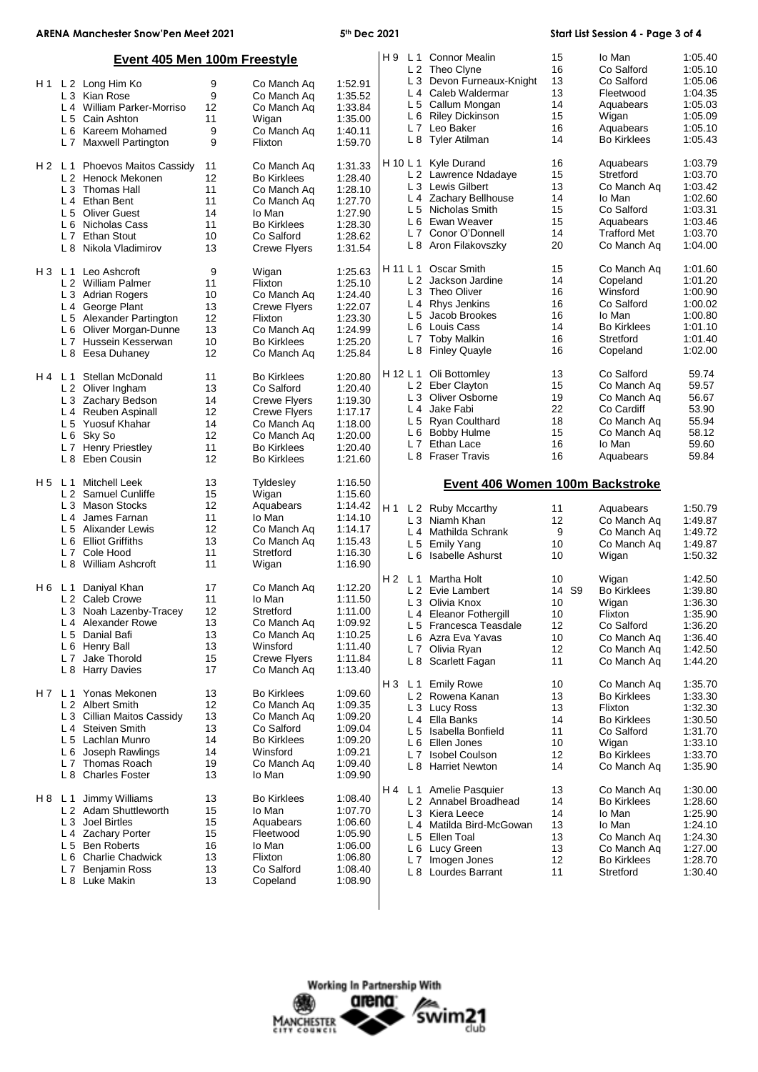## Event 405 Men 100m Freestyle

| Heat | Lane | Name | Age | Club | Time |
|---|---|---|---|---|---|
| H 1 | L 2 | Long Him Ko | 9 | Co Manch Aq | 1:52.91 |
| | L 3 | Kian Rose | 9 | Co Manch Aq | 1:35.52 |
| | L 4 | William Parker-Morriso | 12 | Co Manch Aq | 1:33.84 |
| | L 5 | Cain Ashton | 11 | Wigan | 1:35.00 |
| | L 6 | Kareem Mohamed | 9 | Co Manch Aq | 1:40.11 |
| | L 7 | Maxwell Partington | 9 | Flixton | 1:59.70 |
| H 2 | L 1 | Phoevos Maitos Cassidy | 11 | Co Manch Aq | 1:31.33 |
| | L 2 | Henock Mekonen | 12 | Bo Kirklees | 1:28.40 |
| | L 3 | Thomas Hall | 11 | Co Manch Aq | 1:28.10 |
| | L 4 | Ethan Bent | 11 | Co Manch Aq | 1:27.70 |
| | L 5 | Oliver Guest | 14 | Io Man | 1:27.90 |
| | L 6 | Nicholas Cass | 11 | Bo Kirklees | 1:28.30 |
| | L 7 | Ethan Stout | 10 | Co Salford | 1:28.62 |
| | L 8 | Nikola Vladimirov | 13 | Crewe Flyers | 1:31.54 |
| H 3 | L 1 | Leo Ashcroft | 9 | Wigan | 1:25.63 |
| | L 2 | William Palmer | 11 | Flixton | 1:25.10 |
| | L 3 | Adrian Rogers | 10 | Co Manch Aq | 1:24.40 |
| | L 4 | George Plant | 13 | Crewe Flyers | 1:22.07 |
| | L 5 | Alexander Partington | 12 | Flixton | 1:23.30 |
| | L 6 | Oliver Morgan-Dunne | 13 | Co Manch Aq | 1:24.99 |
| | L 7 | Hussein Kesserwan | 10 | Bo Kirklees | 1:25.20 |
| | L 8 | Eesa Duhaney | 12 | Co Manch Aq | 1:25.84 |
| H 4 | L 1 | Stellan McDonald | 11 | Bo Kirklees | 1:20.80 |
| | L 2 | Oliver Ingham | 13 | Co Salford | 1:20.40 |
| | L 3 | Zachary Bedson | 14 | Crewe Flyers | 1:19.30 |
| | L 4 | Reuben Aspinall | 12 | Crewe Flyers | 1:17.17 |
| | L 5 | Yuosuf Khahar | 14 | Co Manch Aq | 1:18.00 |
| | L 6 | Sky So | 12 | Co Manch Aq | 1:20.00 |
| | L 7 | Henry Priestley | 11 | Bo Kirklees | 1:20.40 |
| | L 8 | Eben Cousin | 12 | Bo Kirklees | 1:21.60 |
| H 5 | L 1 | Mitchell Leek | 13 | Tyldesley | 1:16.50 |
| | L 2 | Samuel Cunliffe | 15 | Wigan | 1:15.60 |
| | L 3 | Mason Stocks | 12 | Aquabears | 1:14.42 |
| | L 4 | James Farnan | 11 | Io Man | 1:14.10 |
| | L 5 | Alixander Lewis | 12 | Co Manch Aq | 1:14.17 |
| | L 6 | Elliot Griffiths | 13 | Co Manch Aq | 1:15.43 |
| | L 7 | Cole Hood | 11 | Stretford | 1:16.30 |
| | L 8 | William Ashcroft | 11 | Wigan | 1:16.90 |
| H 6 | L 1 | Daniyal Khan | 17 | Co Manch Aq | 1:12.20 |
| | L 2 | Caleb Crowe | 11 | Io Man | 1:11.50 |
| | L 3 | Noah Lazenby-Tracey | 12 | Stretford | 1:11.00 |
| | L 4 | Alexander Rowe | 13 | Co Manch Aq | 1:09.92 |
| | L 5 | Danial Bafi | 13 | Co Manch Aq | 1:10.25 |
| | L 6 | Henry Ball | 13 | Winsford | 1:11.40 |
| | L 7 | Jake Thorold | 15 | Crewe Flyers | 1:11.84 |
| | L 8 | Harry Davies | 17 | Co Manch Aq | 1:13.40 |
| H 7 | L 1 | Yonas Mekonen | 13 | Bo Kirklees | 1:09.60 |
| | L 2 | Albert Smith | 12 | Co Manch Aq | 1:09.35 |
| | L 3 | Cillian Maitos Cassidy | 13 | Co Manch Aq | 1:09.20 |
| | L 4 | Steiven Smith | 13 | Co Salford | 1:09.04 |
| | L 5 | Lachlan Munro | 14 | Bo Kirklees | 1:09.20 |
| | L 6 | Joseph Rawlings | 14 | Winsford | 1:09.21 |
| | L 7 | Thomas Roach | 19 | Co Manch Aq | 1:09.40 |
| | L 8 | Charles Foster | 13 | Io Man | 1:09.90 |
| H 8 | L 1 | Jimmy Williams | 13 | Bo Kirklees | 1:08.40 |
| | L 2 | Adam Shuttleworth | 15 | Io Man | 1:07.70 |
| | L 3 | Joel Birtles | 15 | Aquabears | 1:06.60 |
| | L 4 | Zachary Porter | 15 | Fleetwood | 1:05.90 |
| | L 5 | Ben Roberts | 16 | Io Man | 1:06.00 |
| | L 6 | Charlie Chadwick | 13 | Flixton | 1:06.80 |
| | L 7 | Benjamin Ross | 13 | Co Salford | 1:08.40 |
| | L 8 | Luke Makin | 13 | Copeland | 1:08.90 |
| H 9 | L 1 | Connor Mealin | 15 | Io Man | 1:05.40 |
| | L 2 | Theo Clyne | 16 | Co Salford | 1:05.10 |
| | L 3 | Devon Furneaux-Knight | 13 | Co Salford | 1:05.06 |
| | L 4 | Caleb Waldermar | 13 | Fleetwood | 1:04.35 |
| | L 5 | Callum Mongan | 14 | Aquabears | 1:05.03 |
| | L 6 | Riley Dickinson | 15 | Wigan | 1:05.09 |
| | L 7 | Leo Baker | 16 | Aquabears | 1:05.10 |
| | L 8 | Tyler Atilman | 14 | Bo Kirklees | 1:05.43 |
| H 10 | L 1 | Kyle Durand | 16 | Aquabears | 1:03.79 |
| | L 2 | Lawrence Ndadaye | 15 | Stretford | 1:03.70 |
| | L 3 | Lewis Gilbert | 13 | Co Manch Aq | 1:03.42 |
| | L 4 | Zachary Bellhouse | 14 | Io Man | 1:02.60 |
| | L 5 | Nicholas Smith | 15 | Co Salford | 1:03.31 |
| | L 6 | Ewan Weaver | 15 | Aquabears | 1:03.46 |
| | L 7 | Conor O'Donnell | 14 | Trafford Met | 1:03.70 |
| | L 8 | Aron Filakovszky | 20 | Co Manch Aq | 1:04.00 |
| H 11 | L 1 | Oscar Smith | 15 | Co Manch Aq | 1:01.60 |
| | L 2 | Jackson Jardine | 14 | Copeland | 1:01.20 |
| | L 3 | Theo Oliver | 16 | Winsford | 1:00.90 |
| | L 4 | Rhys Jenkins | 16 | Co Salford | 1:00.02 |
| | L 5 | Jacob Brookes | 16 | Io Man | 1:00.80 |
| | L 6 | Louis Cass | 14 | Bo Kirklees | 1:01.10 |
| | L 7 | Toby Malkin | 16 | Stretford | 1:01.40 |
| | L 8 | Finley Quayle | 16 | Copeland | 1:02.00 |
| H 12 | L 1 | Oli Bottomley | 13 | Co Salford | 59.74 |
| | L 2 | Eber Clayton | 15 | Co Manch Aq | 59.57 |
| | L 3 | Oliver Osborne | 19 | Co Manch Aq | 56.67 |
| | L 4 | Jake Fabi | 22 | Co Cardiff | 53.90 |
| | L 5 | Ryan Coulthard | 18 | Co Manch Aq | 55.94 |
| | L 6 | Bobby Hulme | 15 | Co Manch Aq | 58.12 |
| | L 7 | Ethan Lace | 16 | Io Man | 59.60 |
| | L 8 | Fraser Travis | 16 | Aquabears | 59.84 |

## Event 406 Women 100m Backstroke

| Heat | Lane | Name | Age | Club | Time |
|---|---|---|---|---|---|
| H 1 | L 2 | Ruby Mccarthy | 11 | Aquabears | 1:50.79 |
| | L 3 | Niamh Khan | 12 | Co Manch Aq | 1:49.87 |
| | L 4 | Mathilda Schrank | 9 | Co Manch Aq | 1:49.72 |
| | L 5 | Emily Yang | 10 | Co Manch Aq | 1:49.87 |
| | L 6 | Isabelle Ashurst | 10 | Wigan | 1:50.32 |
| H 2 | L 1 | Martha Holt | 10 | Wigan | 1:42.50 |
| | L 2 | Evie Lambert | 14 S9 | Bo Kirklees | 1:39.80 |
| | L 3 | Olivia Knox | 10 | Wigan | 1:36.30 |
| | L 4 | Eleanor Fothergill | 10 | Flixton | 1:35.90 |
| | L 5 | Francesca Teasdale | 12 | Co Salford | 1:36.20 |
| | L 6 | Azra Eva Yavas | 10 | Co Manch Aq | 1:36.40 |
| | L 7 | Olivia Ryan | 12 | Co Manch Aq | 1:42.50 |
| | L 8 | Scarlett Fagan | 11 | Co Manch Aq | 1:44.20 |
| H 3 | L 1 | Emily Rowe | 10 | Co Manch Aq | 1:35.70 |
| | L 2 | Rowena Kanan | 13 | Bo Kirklees | 1:33.30 |
| | L 3 | Lucy Ross | 13 | Flixton | 1:32.30 |
| | L 4 | Ella Banks | 14 | Bo Kirklees | 1:30.50 |
| | L 5 | Isabella Bonfield | 11 | Co Salford | 1:31.70 |
| | L 6 | Ellen Jones | 10 | Wigan | 1:33.10 |
| | L 7 | Isobel Coulson | 12 | Bo Kirklees | 1:33.70 |
| | L 8 | Harriet Newton | 14 | Co Manch Aq | 1:35.90 |
| H 4 | L 1 | Amelie Pasquier | 13 | Co Manch Aq | 1:30.00 |
| | L 2 | Annabel Broadhead | 14 | Bo Kirklees | 1:28.60 |
| | L 3 | Kiera Leece | 14 | Io Man | 1:25.90 |
| | L 4 | Matilda Bird-McGowan | 13 | Io Man | 1:24.10 |
| | L 5 | Ellen Toal | 13 | Co Manch Aq | 1:24.30 |
| | L 6 | Lucy Green | 13 | Co Manch Aq | 1:27.00 |
| | L 7 | Imogen Jones | 12 | Bo Kirklees | 1:28.70 |
| | L 8 | Lourdes Barrant | 11 | Stretford | 1:30.40 |

Working In Partnership With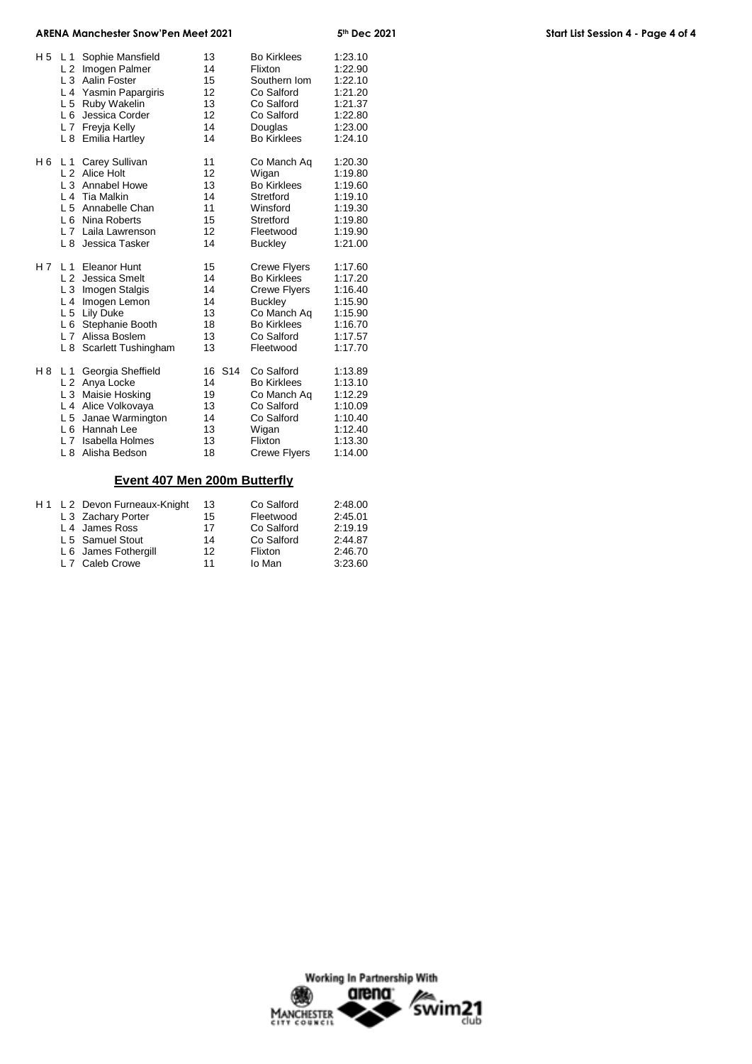| | | | | | | |
|---|---|---|---|---|---|---|
| H 5 | L 1 | Sophie Mansfield | 13 | | Bo Kirklees | 1:23.10 |
| | L 2 | Imogen Palmer | 14 | | Flixton | 1:22.90 |
| | L 3 | Aalin Foster | 15 | | Southern Iom | 1:22.10 |
| | L 4 | Yasmin Papargiris | 12 | | Co Salford | 1:21.20 |
| | L 5 | Ruby Wakelin | 13 | | Co Salford | 1:21.37 |
| | L 6 | Jessica Corder | 12 | | Co Salford | 1:22.80 |
| | L 7 | Freyja Kelly | 14 | | Douglas | 1:23.00 |
| | L 8 | Emilia Hartley | 14 | | Bo Kirklees | 1:24.10 |
| H 6 | L 1 | Carey Sullivan | 11 | | Co Manch Aq | 1:20.30 |
| | L 2 | Alice Holt | 12 | | Wigan | 1:19.80 |
| | L 3 | Annabel Howe | 13 | | Bo Kirklees | 1:19.60 |
| | L 4 | Tia Malkin | 14 | | Stretford | 1:19.10 |
| | L 5 | Annabelle Chan | 11 | | Winsford | 1:19.30 |
| | L 6 | Nina Roberts | 15 | | Stretford | 1:19.80 |
| | L 7 | Laila Lawrenson | 12 | | Fleetwood | 1:19.90 |
| | L 8 | Jessica Tasker | 14 | | Buckley | 1:21.00 |
| H 7 | L 1 | Eleanor Hunt | 15 | | Crewe Flyers | 1:17.60 |
| | L 2 | Jessica Smelt | 14 | | Bo Kirklees | 1:17.20 |
| | L 3 | Imogen Stalgis | 14 | | Crewe Flyers | 1:16.40 |
| | L 4 | Imogen Lemon | 14 | | Buckley | 1:15.90 |
| | L 5 | Lily Duke | 13 | | Co Manch Aq | 1:15.90 |
| | L 6 | Stephanie Booth | 18 | | Bo Kirklees | 1:16.70 |
| | L 7 | Alissa Boslem | 13 | | Co Salford | 1:17.57 |
| | L 8 | Scarlett Tushingham | 13 | | Fleetwood | 1:17.70 |
| H 8 | L 1 | Georgia Sheffield | 16 | S14 | Co Salford | 1:13.89 |
| | L 2 | Anya Locke | 14 | | Bo Kirklees | 1:13.10 |
| | L 3 | Maisie Hosking | 19 | | Co Manch Aq | 1:12.29 |
| | L 4 | Alice Volkovaya | 13 | | Co Salford | 1:10.09 |
| | L 5 | Janae Warmington | 14 | | Co Salford | 1:10.40 |
| | L 6 | Hannah Lee | 13 | | Wigan | 1:12.40 |
| | L 7 | Isabella Holmes | 13 | | Flixton | 1:13.30 |
| | L 8 | Alisha Bedson | 18 | | Crewe Flyers | 1:14.00 |

## Event 407 Men 200m Butterfly

| | | | | | |
|---|---|---|---|---|---|
| H 1 | L 2 | Devon Furneaux-Knight | 13 | Co Salford | 2:48.00 |
| | L 3 | Zachary Porter | 15 | Fleetwood | 2:45.01 |
| | L 4 | James Ross | 17 | Co Salford | 2:19.19 |
| | L 5 | Samuel Stout | 14 | Co Salford | 2:44.87 |
| | L 6 | James Fothergill | 12 | Flixton | 2:46.70 |
| | L 7 | Caleb Crowe | 11 | Io Man | 3:23.60 |

Working In Partnership With